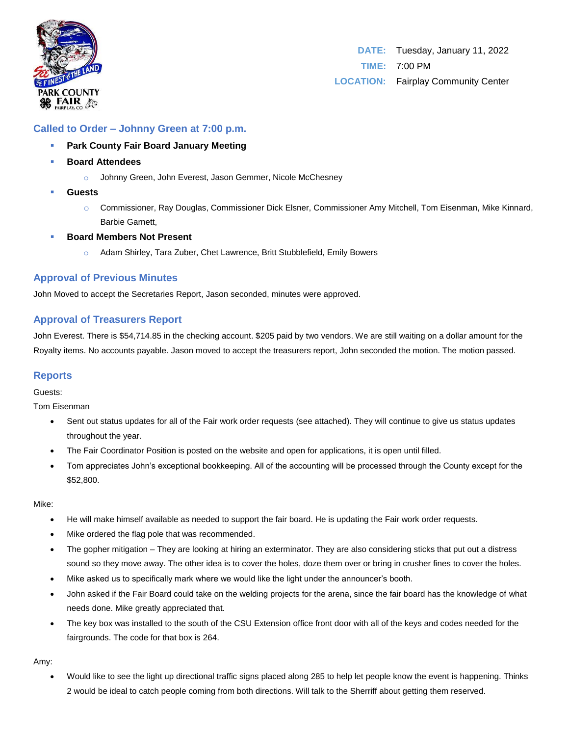**DATE:** Tuesday, January 11, 2022

**TIME:** 7:00 PM

**LOCATION:** Fairplay Community Center

## Called to Order – Johnny Green at 7:00 p.m.

- **Park County Fair Board January Meeting**
- **Board Attendees**
  - Johnny Green, John Everest, Jason Gemmer, Nicole McChesney
- **Guests**
  - Commissioner, Ray Douglas, Commissioner Dick Elsner, Commissioner Amy Mitchell, Tom Eisenman, Mike Kinnard, Barbie Garnett,
- **Board Members Not Present**
  - Adam Shirley, Tara Zuber, Chet Lawrence, Britt Stubblefield, Emily Bowers

## Approval of Previous Minutes

John Moved to accept the Secretaries Report, Jason seconded, minutes were approved.

## Approval of Treasurers Report

John Everest. There is $54,714.85 in the checking account. $205 paid by two vendors. We are still waiting on a dollar amount for the Royalty items. No accounts payable. Jason moved to accept the treasurers report, John seconded the motion. The motion passed.

## Reports

Guests:

Tom Eisenman

- Sent out status updates for all of the Fair work order requests (see attached). They will continue to give us status updates throughout the year.
- The Fair Coordinator Position is posted on the website and open for applications, it is open until filled.
- Tom appreciates John's exceptional bookkeeping. All of the accounting will be processed through the County except for the $52,800.

Mike:

- He will make himself available as needed to support the fair board. He is updating the Fair work order requests.
- Mike ordered the flag pole that was recommended.
- The gopher mitigation – They are looking at hiring an exterminator. They are also considering sticks that put out a distress sound so they move away. The other idea is to cover the holes, doze them over or bring in crusher fines to cover the holes.
- Mike asked us to specifically mark where we would like the light under the announcer's booth.
- John asked if the Fair Board could take on the welding projects for the arena, since the fair board has the knowledge of what needs done. Mike greatly appreciated that.
- The key box was installed to the south of the CSU Extension office front door with all of the keys and codes needed for the fairgrounds. The code for that box is 264.

Amy:

- Would like to see the light up directional traffic signs placed along 285 to help let people know the event is happening. Thinks 2 would be ideal to catch people coming from both directions. Will talk to the Sherriff about getting them reserved.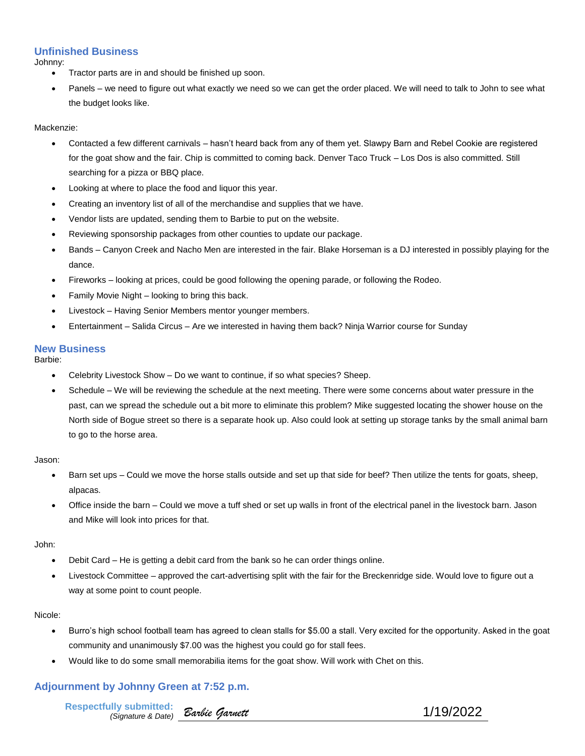## Unfinished Business

Johnny:

- Tractor parts are in and should be finished up soon.
- Panels – we need to figure out what exactly we need so we can get the order placed. We will need to talk to John to see what the budget looks like.

Mackenzie:

- Contacted a few different carnivals – hasn't heard back from any of them yet. Slawpy Barn and Rebel Cookie are registered for the goat show and the fair. Chip is committed to coming back. Denver Taco Truck – Los Dos is also committed. Still searching for a pizza or BBQ place.
- Looking at where to place the food and liquor this year.
- Creating an inventory list of all of the merchandise and supplies that we have.
- Vendor lists are updated, sending them to Barbie to put on the website.
- Reviewing sponsorship packages from other counties to update our package.
- Bands – Canyon Creek and Nacho Men are interested in the fair. Blake Horseman is a DJ interested in possibly playing for the dance.
- Fireworks – looking at prices, could be good following the opening parade, or following the Rodeo.
- Family Movie Night – looking to bring this back.
- Livestock – Having Senior Members mentor younger members.
- Entertainment – Salida Circus – Are we interested in having them back? Ninja Warrior course for Sunday

## New Business

Barbie:

- Celebrity Livestock Show – Do we want to continue, if so what species? Sheep.
- Schedule – We will be reviewing the schedule at the next meeting. There were some concerns about water pressure in the past, can we spread the schedule out a bit more to eliminate this problem? Mike suggested locating the shower house on the North side of Bogue street so there is a separate hook up. Also could look at setting up storage tanks by the small animal barn to go to the horse area.

Jason:

- Barn set ups – Could we move the horse stalls outside and set up that side for beef? Then utilize the tents for goats, sheep, alpacas.
- Office inside the barn – Could we move a tuff shed or set up walls in front of the electrical panel in the livestock barn. Jason and Mike will look into prices for that.

John:

- Debit Card – He is getting a debit card from the bank so he can order things online.
- Livestock Committee – approved the cart-advertising split with the fair for the Breckenridge side. Would love to figure out a way at some point to count people.

Nicole:

- Burro's high school football team has agreed to clean stalls for $5.00 a stall. Very excited for the opportunity. Asked in the goat community and unanimously $7.00 was the highest you could go for stall fees.
- Would like to do some small memorabilia items for the goat show. Will work with Chet on this.

## Adjournment by Johnny Green at 7:52 p.m.

**Respectfully submitted:** *(Signature & Date)* *Barbie Garnett* 1/19/2022